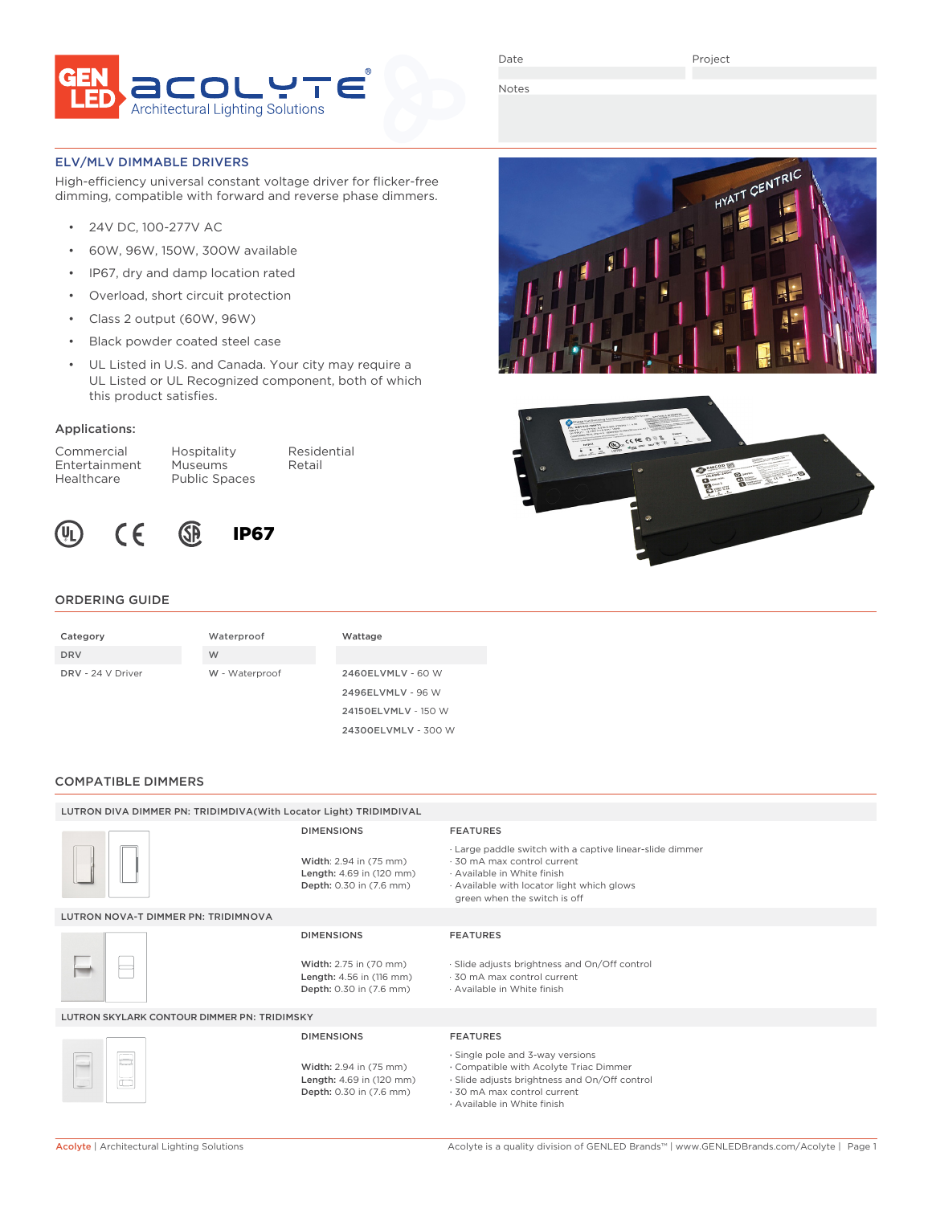Date

Project

Notes

## ELV/MLV DIMMABLE DRIVERS

High-efficiency universal constant voltage driver for flicker-free dimming, compatible with forward and reverse phase dimmers.

- 24V DC, 100-277V AC
- 60W, 96W, 150W, 300W available
- IP67, dry and damp location rated
- Overload, short circuit protection
- Class 2 output (60W, 96W)
- Black powder coated steel case
- UL Listed in U.S. and Canada. Your city may require a UL Listed or UL Recognized component, both of which this product satisfies.

### Applications:

Commercial
Entertainment
Healthcare
Hospitality
Museums
Public Spaces
Residential
Retail

IP67

## ORDERING GUIDE

| Category | Waterproof | Wattage |
|---|---|---|
| DRV | W | |
| DRV - 24 V Driver | W - Waterproof | 2460ELVMLV - 60 W |
| | | 2496ELVMLV - 96 W |
| | | 24150ELVMLV - 150 W |
| | | 24300ELVMLV - 300 W |

## COMPATIBLE DIMMERS

### LUTRON DIVA DIMMER PN: TRIDIMDIVA(With Locator Light) TRIDIMDIVAL

**DIMENSIONS**

**Width:** 2.94 in (75 mm)
**Length:** 4.69 in (120 mm)
**Depth:** 0.30 in (7.6 mm)

**FEATURES**

- Large paddle switch with a captive linear-slide dimmer
- 30 mA max control current
- Available in White finish
- Available with locator light which glows green when the switch is off

### LUTRON NOVA-T DIMMER PN: TRIDIMNOVA

**DIMENSIONS**

**Width:** 2.75 in (70 mm)
**Length:** 4.56 in (116 mm)
**Depth:** 0.30 in (7.6 mm)

**FEATURES**

- Slide adjusts brightness and On/Off control
- 30 mA max control current
- Available in White finish

### LUTRON SKYLARK CONTOUR DIMMER PN: TRIDIMSKY

**DIMENSIONS**

**Width:** 2.94 in (75 mm)
**Length:** 4.69 in (120 mm)
**Depth:** 0.30 in (7.6 mm)

**FEATURES**

- Single pole and 3-way versions
- Compatible with Acolyte Triac Dimmer
- Slide adjusts brightness and On/Off control
- 30 mA max control current
- Available in White finish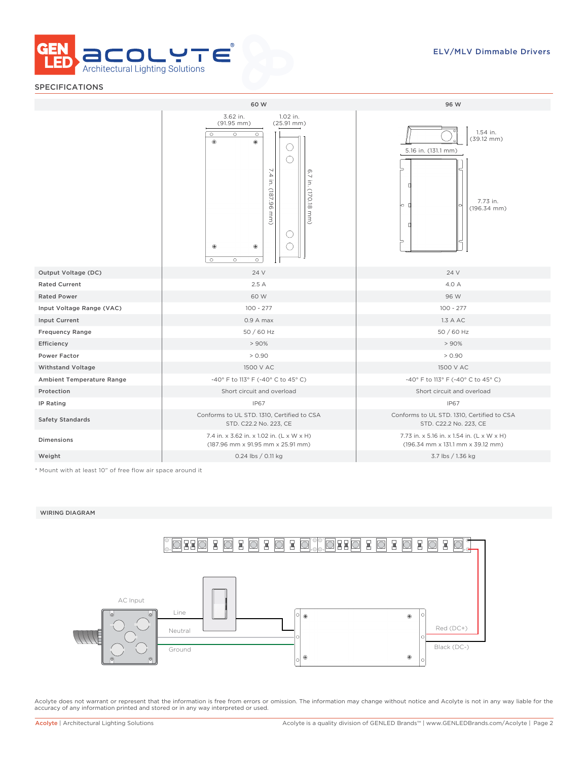ELV/MLV Dimmable Drivers

## SPECIFICATIONS

| | 60 W | 96 W |
|---|---|---|
| Output Voltage (DC) | 24 V | 24 V |
| Rated Current | 2.5 A | 4.0 A |
| Rated Power | 60 W | 96 W |
| Input Voltage Range (VAC) | 100 - 277 | 100 - 277 |
| Input Current | 0.9 A max | 1.3 A AC |
| Frequency Range | 50 / 60 Hz | 50 / 60 Hz |
| Efficiency | > 90% | > 90% |
| Power Factor | > 0.90 | > 0.90 |
| Withstand Voltage | 1500 V AC | 1500 V AC |
| Ambient Temperature Range | -40° F to 113° F (-40° C to 45° C) | -40° F to 113° F (-40° C to 45° C) |
| Protection | Short circuit and overload | Short circuit and overload |
| IP Rating | IP67 | IP67 |
| Safety Standards | Conforms to UL STD. 1310, Certified to CSA STD. C22.2 No. 223, CE | Conforms to UL STD. 1310, Certified to CSA STD. C22.2 No. 223, CE |
| Dimensions | 7.4 in. x 3.62 in. x 1.02 in. (L x W x H) (187.96 mm x 91.95 mm x 25.91 mm) | 7.73 in. x 5.16 in. x 1.54 in. (L x W x H) (196.34 mm x 131.1 mm x 39.12 mm) |
| Weight | 0.24 lbs / 0.11 kg | 3.7 lbs / 1.36 kg |

60 W dimensions: 3.62 in. (91.95 mm); 1.02 in. (25.91 mm); 7.4 in. (187.96 mm); 6.7 in. (170.18 mm)

96 W dimensions: 1.54 in. (39.12 mm); 5.16 in. (131.1 mm); 7.73 in. (196.34 mm)

* Mount with at least 10" of free flow air space around it

## WIRING DIAGRAM

AC Input — Line, Neutral, Ground — Red (DC+), Black (DC-)

Acolyte does not warrant or represent that the information is free from errors or omission. The information may change without notice and Acolyte is not in any way liable for the accuracy of any information printed and stored or in any way interpreted or used.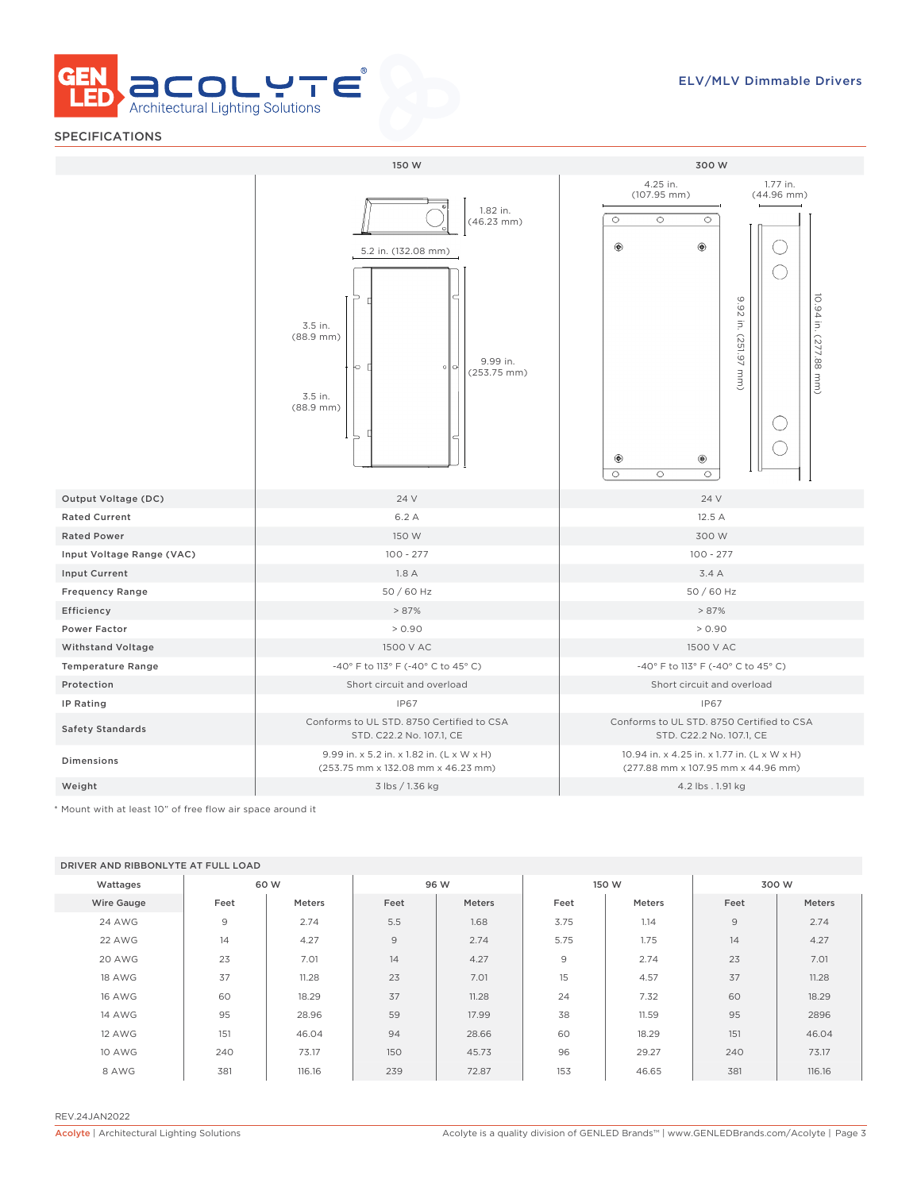ELV/MLV Dimmable Drivers

## SPECIFICATIONS

150 W

1.82 in. (46.23 mm)

5.2 in. (132.08 mm)

3.5 in. (88.9 mm)

3.5 in. (88.9 mm)

9.99 in. (253.75 mm)

300 W

4.25 in. (107.95 mm)

1.77 in. (44.96 mm)

9.92 in. (251.97 mm)

10.94 in. (277.88 mm)

| | 150 W | 300 W |
|---|---|---|
| Output Voltage (DC) | 24 V | 24 V |
| Rated Current | 6.2 A | 12.5 A |
| Rated Power | 150 W | 300 W |
| Input Voltage Range (VAC) | 100 - 277 | 100 - 277 |
| Input Current | 1.8 A | 3.4 A |
| Frequency Range | 50 / 60 Hz | 50 / 60 Hz |
| Efficiency | > 87% | > 87% |
| Power Factor | > 0.90 | > 0.90 |
| Withstand Voltage | 1500 V AC | 1500 V AC |
| Temperature Range | -40° F to 113° F (-40° C to 45° C) | -40° F to 113° F (-40° C to 45° C) |
| Protection | Short circuit and overload | Short circuit and overload |
| IP Rating | IP67 | IP67 |
| Safety Standards | Conforms to UL STD. 8750 Certified to CSA STD. C22.2 No. 107.1, CE | Conforms to UL STD. 8750 Certified to CSA STD. C22.2 No. 107.1, CE |
| Dimensions | 9.99 in. x 5.2 in. x 1.82 in. (L x W x H) (253.75 mm x 132.08 mm x 46.23 mm) | 10.94 in. x 4.25 in. x 1.77 in. (L x W x H) (277.88 mm x 107.95 mm x 44.96 mm) |
| Weight | 3 lbs / 1.36 kg | 4.2 lbs . 1.91 kg |

* Mount with at least 10" of free flow air space around it

## DRIVER AND RIBBONLYTE AT FULL LOAD

| Wattages | 60 W | | 96 W | | 150 W | | 300 W | |
|---|---|---|---|---|---|---|---|---|
| Wire Gauge | Feet | Meters | Feet | Meters | Feet | Meters | Feet | Meters |
| 24 AWG | 9 | 2.74 | 5.5 | 1.68 | 3.75 | 1.14 | 9 | 2.74 |
| 22 AWG | 14 | 4.27 | 9 | 2.74 | 5.75 | 1.75 | 14 | 4.27 |
| 20 AWG | 23 | 7.01 | 14 | 4.27 | 9 | 2.74 | 23 | 7.01 |
| 18 AWG | 37 | 11.28 | 23 | 7.01 | 15 | 4.57 | 37 | 11.28 |
| 16 AWG | 60 | 18.29 | 37 | 11.28 | 24 | 7.32 | 60 | 18.29 |
| 14 AWG | 95 | 28.96 | 59 | 17.99 | 38 | 11.59 | 95 | 2896 |
| 12 AWG | 151 | 46.04 | 94 | 28.66 | 60 | 18.29 | 151 | 46.04 |
| 10 AWG | 240 | 73.17 | 150 | 45.73 | 96 | 29.27 | 240 | 73.17 |
| 8 AWG | 381 | 116.16 | 239 | 72.87 | 153 | 46.65 | 381 | 116.16 |

REV.24JAN2022